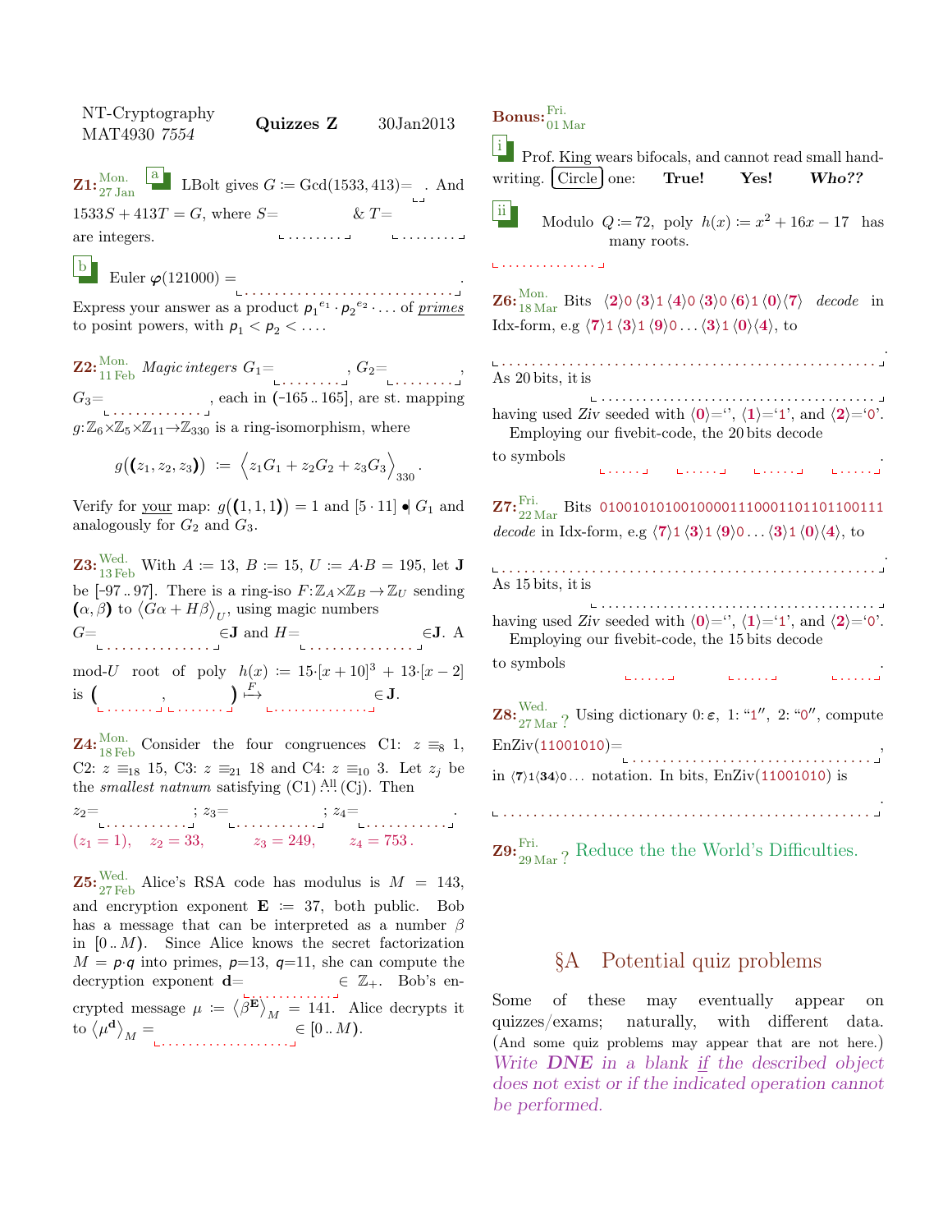NT-Cryptography MAT4930 *7554* **Quizzes Z** 30Jan2013

**Z1:** Mon. 27 Jan **a** LBolt gives $G := \text{Gcd}(1533, 413) =$ ___. And $1533S + 413T = G$, where $S =$ ________ & $T =$ ________ are integers.

**b** Euler $\varphi(121000) =$ ____________________________.

Express your answer as a product $p_1^{e_1} \cdot p_2^{e_2} \cdot \ldots$ of *primes* to posint powers, with $p_1 < p_2 < \ldots$.

**Z2:** Mon. 11 Feb *Magic integers* $G_1 =$ ________, $G_2 =$ ________, $G_3 =$ ____________, each in $[-165\,..\,165]$, are st. mapping $g\colon \mathbb{Z}_6 \times \mathbb{Z}_5 \times \mathbb{Z}_{11} \to \mathbb{Z}_{330}$ is a ring-isomorphism, where

$$g\big((z_1, z_2, z_3)\big) := \Big\langle z_1 G_1 + z_2 G_2 + z_3 G_3 \Big\rangle_{330}.$$

Verify for *your* map: $g\big((1,1,1)\big) = 1$ and $[5 \cdot 11] \bullet| G_1$ and analogously for $G_2$ and $G_3$.

**Z3:** Wed. 13 Feb With $A := 13$, $B := 15$, $U := A \cdot B = 195$, let $\mathbf{J}$ be $[-97\,..\,97]$. There is a ring-iso $F\colon \mathbb{Z}_A \times \mathbb{Z}_B \to \mathbb{Z}_U$ sending $(\alpha, \beta)$ to $\langle G\alpha + H\beta \rangle_U$, using magic numbers $G =$ ______________ $\in \mathbf{J}$ and $H =$ ______________ $\in \mathbf{J}$. A mod-$U$ root of poly $h(x) := 15 \cdot [x + 10]^3 + 13 \cdot [x - 2]$ is $($ ________ , ________ $) \overset{F}{\mapsto}$ ______________ $\in \mathbf{J}$.

**Z4:** Mon. 18 Feb Consider the four congruences C1: $z \equiv_8 1$, C2: $z \equiv_{18} 15$, C3: $z \equiv_{21} 18$ and C4: $z \equiv_{10} 3$. Let $z_j$ be the *smallest natnum* satisfying (C1) $\overset{\text{All}}{\ldots}$ (Cj). Then $z_2 =$ __________; $z_3 =$ __________; $z_4 =$ __________.

($z_1 = 1$), $z_2 = 33$, $z_3 = 249$, $z_4 = 753$.

**Z5:** Wed. 27 Feb Alice's RSA code has modulus is $M = 143$, and encryption exponent $\mathbf{E} := 37$, both public. Bob has a message that can be interpreted as a number $\beta$ in $[0\,..\,M)$. Since Alice knows the secret factorization $M = p \cdot q$ into primes, $p = 13$, $q = 11$, she can compute the decryption exponent $\mathbf{d} =$ ____________ $\in \mathbb{Z}_+$. Bob's encrypted message $\mu := \langle \beta^{\mathbf{E}} \rangle_M = 141$. Alice decrypts it to $\langle \mu^{\mathbf{d}} \rangle_M =$ ________________ $\in [0\,..\,M)$.

**Bonus:** Fri. 01 Mar

**i** Prof. King wears bifocals, and cannot read small handwriting. Circle one: **True!** **Yes!** ***Who??***

**ii** Modulo $Q := 72$, poly $h(x) := x^2 + 16x - 17$ has ______________ many roots.

**Z6:** Mon. 18 Mar Bits $\langle \mathbf{2} \rangle 0 \langle \mathbf{3} \rangle 1 \langle \mathbf{4} \rangle 0 \langle \mathbf{3} \rangle 0 \langle \mathbf{6} \rangle 1 \langle \mathbf{0} \rangle \langle \mathbf{7} \rangle$ *decode* in Idx-form, e.g $\langle \mathbf{7} \rangle 1 \langle \mathbf{3} \rangle 1 \langle \mathbf{9} \rangle 0 \ldots \langle \mathbf{3} \rangle 1 \langle \mathbf{0} \rangle \langle \mathbf{4} \rangle$, to ________________________________________________.

As 20 bits, it is ______________________________________ having used *Ziv* seeded with $\langle \mathbf{0} \rangle$='', $\langle \mathbf{1} \rangle$='1', and $\langle \mathbf{2} \rangle$='0'. Employing our fivebit-code, the 20 bits decode to symbols _____ _____ _____ _____.

**Z7:** Fri. 22 Mar Bits 010010101001000011100011011011100111 *decode* in Idx-form, e.g $\langle \mathbf{7} \rangle 1 \langle \mathbf{3} \rangle 1 \langle \mathbf{9} \rangle 0 \ldots \langle \mathbf{3} \rangle 1 \langle \mathbf{0} \rangle \langle \mathbf{4} \rangle$, to ________________________________________________.

As 15 bits, it is ______________________________________ having used *Ziv* seeded with $\langle \mathbf{0} \rangle$='', $\langle \mathbf{1} \rangle$='1', and $\langle \mathbf{2} \rangle$='0'. Employing our fivebit-code, the 15 bits decode to symbols _____ _____ _____.

**Z8:** Wed. 27 Mar ? Using dictionary 0: $\varepsilon$, 1: "1", 2: "0", compute EnZiv(11001010)= ________________________________, in $\langle \mathbf{7} \rangle 1 \langle \mathbf{34} \rangle 0 \ldots$ notation. In bits, EnZiv(11001010) is ________________________________________________.

**Z9:** Fri. 29 Mar ? Reduce the the World's Difficulties.

## §A Potential quiz problems

Some of these may eventually appear on quizzes/exams; naturally, with different data. (And some quiz problems may appear that are not here.) *Write **DNE** in a blank if the described object does not exist or if the indicated operation cannot be performed.*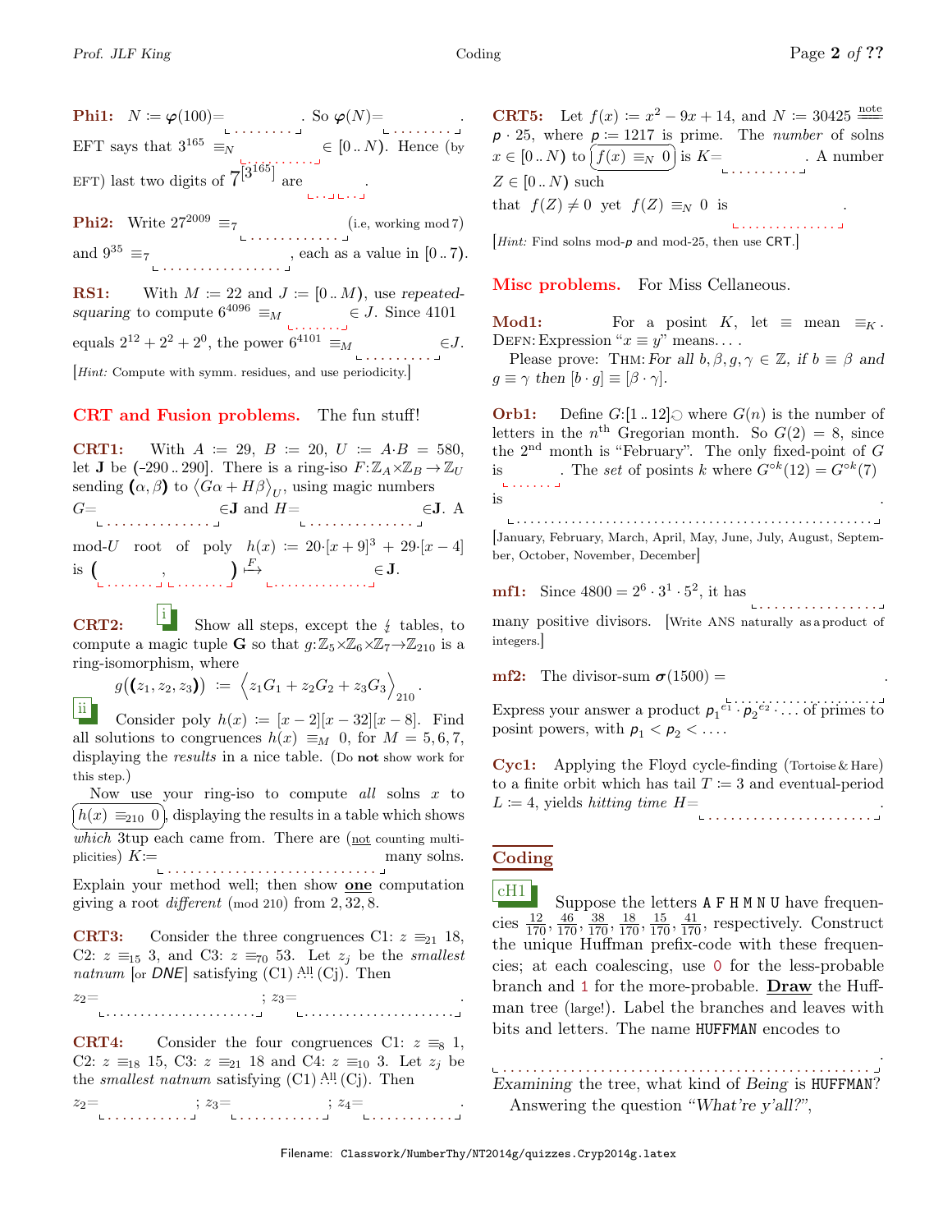**Phi1:** $N := \varphi(100) =$ \_\_\_\_\_\_\_\_\_ . So $\varphi(N) =$ \_\_\_\_\_\_\_\_\_ . EFT says that $3^{165} \equiv_N$ \_\_\_\_\_\_\_\_\_ $\in [0..N)$. Hence (by EFT) last two digits of $7^{[3^{165}]}$ are \_\_\_ \_\_\_ .

**Phi2:** Write $27^{2009} \equiv_7$ \_\_\_\_\_\_\_\_\_\_\_\_\_ (i.e, working mod 7) and $9^{35} \equiv_7$ \_\_\_\_\_\_\_\_\_\_\_\_\_\_\_\_\_ , each as a value in $[0..7)$.

**RS1:** With $M := 22$ and $J := [0..M)$, use *repeated-squaring* to compute $6^{4096} \equiv_M$ \_\_\_\_\_\_\_ $\in J$. Since 4101 equals $2^{12} + 2^2 + 2^0$, the power $6^{4101} \equiv_M$ \_\_\_\_\_\_\_\_\_\_ $\in J$.

[*Hint:* Compute with symm. residues, and use periodicity.]

## CRT and Fusion problems. The fun stuff!

**CRT1:** With $A := 29$, $B := 20$, $U := A \cdot B = 580$, let $\mathbf{J}$ be $(-290..290]$. There is a ring-iso $F: \mathbb{Z}_A \times \mathbb{Z}_B \to \mathbb{Z}_U$ sending $(\alpha, \beta)$ to $\langle G\alpha + H\beta \rangle_U$, using magic numbers $G =$ \_\_\_\_\_\_\_\_\_\_\_\_\_\_\_ $\in \mathbf{J}$ and $H =$ \_\_\_\_\_\_\_\_\_\_\_\_\_\_\_ $\in \mathbf{J}$. A mod-$U$ root of poly $h(x) := 20 \cdot [x+9]^3 + 29 \cdot [x-4]$ is ( \_\_\_\_\_\_\_ , \_\_\_\_\_\_\_ ) $\overset{F}{\mapsto}$ \_\_\_\_\_\_\_\_\_\_\_\_\_ $\in \mathbf{J}$.

**CRT2:** **i** Show all steps, except the ∤ tables, to compute a magic tuple $\mathbf{G}$ so that $g: \mathbb{Z}_5 \times \mathbb{Z}_6 \times \mathbb{Z}_7 \to \mathbb{Z}_{210}$ is a ring-isomorphism, where

$$g((z_1, z_2, z_3)) := \left\langle z_1 G_1 + z_2 G_2 + z_3 G_3 \right\rangle_{210}.$$

**ii** Consider poly $h(x) := [x-2][x-32][x-8]$. Find all solutions to congruences $h(x) \equiv_M 0$, for $M = 5, 6, 7$, displaying the *results* in a nice table. (Do **not** show work for this step.)

Now use your ring-iso to compute *all* solns $x$ to $h(x) \equiv_{210} 0$, displaying the results in a table which shows *which* 3tup each came from. There are (not counting multiplicities) $K :=$ \_\_\_\_\_\_\_\_\_\_\_\_\_\_\_\_\_\_\_\_\_\_\_\_\_\_\_\_ many solns. Explain your method well; then show **one** computation giving a root *different* (mod 210) from 2, 32, 8.

**CRT3:** Consider the three congruences C1: $z \equiv_{21} 18$, C2: $z \equiv_{15} 3$, and C3: $z \equiv_{70} 53$. Let $z_j$ be the *smallest natnum* [or *DNE*] satisfying (C1) $\overset{\text{All}}{\wedge}$ (Cj). Then

$z_2 =$ \_\_\_\_\_\_\_\_\_\_\_\_\_\_\_\_\_\_\_\_\_\_ ; $z_3 =$ \_\_\_\_\_\_\_\_\_\_\_\_\_\_\_\_\_\_\_\_\_\_ .

**CRT4:** Consider the four congruences C1: $z \equiv_8 1$, C2: $z \equiv_{18} 15$, C3: $z \equiv_{21} 18$ and C4: $z \equiv_{10} 3$. Let $z_j$ be the *smallest natnum* satisfying (C1) $\overset{\text{All}}{\wedge}$ (Cj). Then

$z_2 =$ \_\_\_\_\_\_\_\_\_\_\_ ; $z_3 =$ \_\_\_\_\_\_\_\_\_\_\_ ; $z_4 =$ \_\_\_\_\_\_\_\_\_\_\_ .

**CRT5:** Let $f(x) := x^2 - 9x + 14$, and $N := 30425 \overset{\text{note}}{=\!=} p \cdot 25$, where $p := 1217$ is prime. The *number* of solns $x \in [0..N)$ to $f(x) \equiv_N 0$ is $K =$ \_\_\_\_\_\_\_\_\_ . A number $Z \in [0..N)$ such that $f(Z) \neq 0$ yet $f(Z) \equiv_N 0$ is \_\_\_\_\_\_\_\_\_\_\_\_\_\_ .

[*Hint:* Find solns mod-$p$ and mod-25, then use CRT.]

## Misc problems. For Miss Cellaneous.

**Mod1:** For a posint $K$, let $\equiv$ mean $\equiv_K$. DEFN: Expression "$x \equiv y$" means. . .

Please prove: THM: *For all* $b, \beta, g, \gamma \in \mathbb{Z}$, *if* $b \equiv \beta$ *and* $g \equiv \gamma$ *then* $[b \cdot g] \equiv [\beta \cdot \gamma]$.

**Orb1:** Define $G: [1..12] \circlearrowleft$ where $G(n)$ is the number of letters in the $n^{\text{th}}$ Gregorian month. So $G(2) = 8$, since the $2^{\text{nd}}$ month is "February". The only fixed-point of $G$ is \_\_\_\_\_\_\_ . The *set* of posints $k$ where $G^{\circ k}(12) = G^{\circ k}(7)$ is \_\_\_\_\_\_\_\_\_\_\_\_\_\_\_\_\_\_\_\_\_\_\_\_\_\_\_\_\_\_\_\_\_\_\_\_\_\_\_\_\_\_\_\_\_\_\_\_\_\_ .

[January, February, March, April, May, June, July, August, September, October, November, December]

**mf1:** Since $4800 = 2^6 \cdot 3^1 \cdot 5^2$, it has \_\_\_\_\_\_\_\_\_\_\_\_\_\_\_\_\_ many positive divisors. [Write ANS naturally as a product of integers.]

**mf2:** The divisor-sum $\sigma(1500) =$ \_\_\_\_\_\_\_\_\_\_\_\_\_\_\_\_\_\_\_ . Express your answer a product $p_1^{e_1} \cdot p_2^{e_2} \cdots$ of primes to posint powers, with $p_1 < p_2 < \ldots$.

**Cyc1:** Applying the Floyd cycle-finding (Tortoise & Hare) to a finite orbit which has tail $T := 3$ and eventual-period $L := 4$, yields *hitting time* $H =$ \_\_\_\_\_\_\_\_\_\_\_\_\_\_\_\_\_\_\_\_\_\_ .

## Coding

**cH1** Suppose the letters A F H M N U have frequencies $\frac{12}{170}, \frac{46}{170}, \frac{38}{170}, \frac{18}{170}, \frac{15}{170}, \frac{41}{170}$, respectively. Construct the unique Huffman prefix-code with these frequencies; at each coalescing, use 0 for the less-probable branch and 1 for the more-probable. **Draw** the Huffman tree (large!). Label the branches and leaves with bits and letters. The name HUFFMAN encodes to

\_\_\_\_\_\_\_\_\_\_\_\_\_\_\_\_\_\_\_\_\_\_\_\_\_\_\_\_\_\_\_\_\_\_\_\_\_\_\_\_\_\_\_\_\_\_\_\_\_ .

*Examining* the tree, what kind of *Being* is HUFFMAN?

Answering the question *"What're y'all?"*,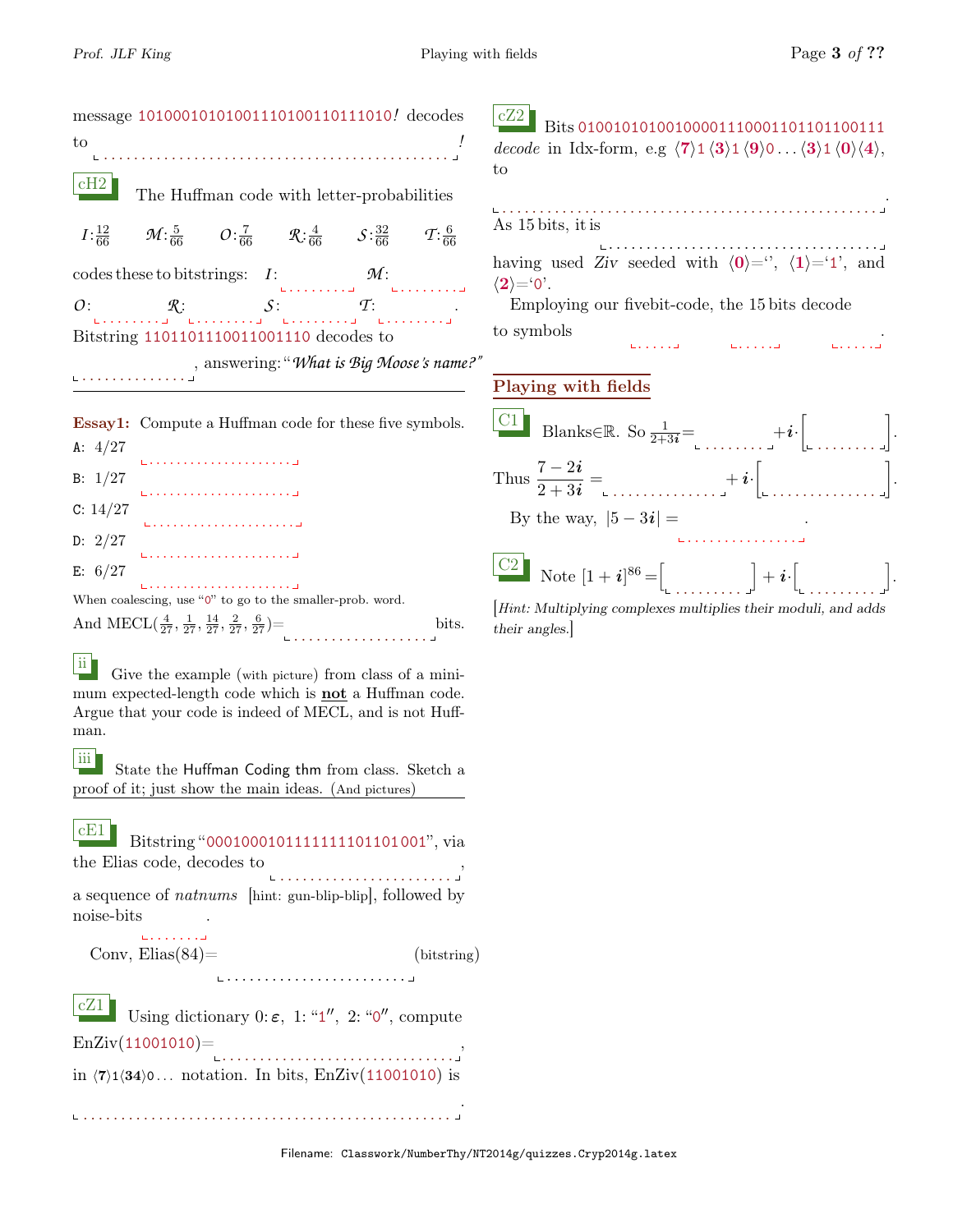message 101000101010011101001101110 10! decodes to .................................................!

**cH2** The Huffman code with letter-probabilities

$\mathcal{I}$: $\frac{12}{66}$ $\mathcal{M}$: $\frac{5}{66}$ $\mathcal{O}$: $\frac{7}{66}$ $\mathcal{R}$: $\frac{4}{66}$ $\mathcal{S}$: $\frac{32}{66}$ $\mathcal{T}$: $\frac{6}{66}$

codes these to bitstrings: $\mathcal{I}$: .......... $\mathcal{M}$: ..........

$\mathcal{O}$: .......... $\mathcal{R}$: .......... $\mathcal{S}$: .......... $\mathcal{T}$: ..........

Bitstring 1101101110011001110 decodes to

................, answering: "*What is Big Moose's name?*"

---

**Essay1:** Compute a Huffman code for these five symbols.

A: 4/27 ......................

B: 1/27 ......................

C: 14/27 ......................

D: 2/27 ......................

E: 6/27 ......................

When coalescing, use "0" to go to the smaller-prob. word.

And MECL($\frac{4}{27}, \frac{1}{27}, \frac{14}{27}, \frac{2}{27}, \frac{6}{27}$)= .................... bits.

**ii** Give the example (with picture) from class of a minimum expected-length code which is **not** a Huffman code. Argue that your code is indeed of MECL, and is not Huffman.

**iii** State the Huffman Coding thm from class. Sketch a proof of it; just show the main ideas. (And pictures)

---

**cE1** Bitstring "0001000101111111101101001", via the Elias code, decodes to ........................,

a sequence of *natnums* [hint: gun-blip-blip], followed by noise-bits ........ .

Conv, Elias(84)= ........................ (bitstring)

**cZ1** Using dictionary 0: $\varepsilon$, 1: "1", 2: "0", compute EnZiv(11001010)= ..............................,

in $\langle \mathbf{7} \rangle 1 \langle \mathbf{34} \rangle 0 \ldots$ notation. In bits, EnZiv(11001010) is

.................................................. .

**cZ2** Bits 0100101010010000111000110110110011 1 *decode* in Idx-form, e.g $\langle \mathbf{7} \rangle 1 \langle \mathbf{3} \rangle 1 \langle \mathbf{9} \rangle 0 \ldots \langle \mathbf{3} \rangle 1 \langle \mathbf{0} \rangle \langle \mathbf{4} \rangle$, to

.................................................. .

As 15 bits, it is

....................................

having used *Ziv* seeded with $\langle \mathbf{0} \rangle$='', $\langle \mathbf{1} \rangle$='1', and $\langle \mathbf{2} \rangle$='0'.

Employing our fivebit-code, the 15 bits decode to symbols ...... ...... ...... .

## Playing with fields

**C1** Blanks$\in\mathbb{R}$. So $\frac{1}{2+3i}$ = .......... $+ i \cdot$ [ .......... ].

Thus $\dfrac{7-2i}{2+3i}$ = ............... $+ i \cdot$ [ ............... ].

By the way, $|5-3i|$ = ................ .

**C2** Note $[1+i]^{86}$ = [ .......... ] $+ i \cdot$ [ .......... ].

[*Hint: Multiplying complexes multiplies their moduli, and adds their angles.*]